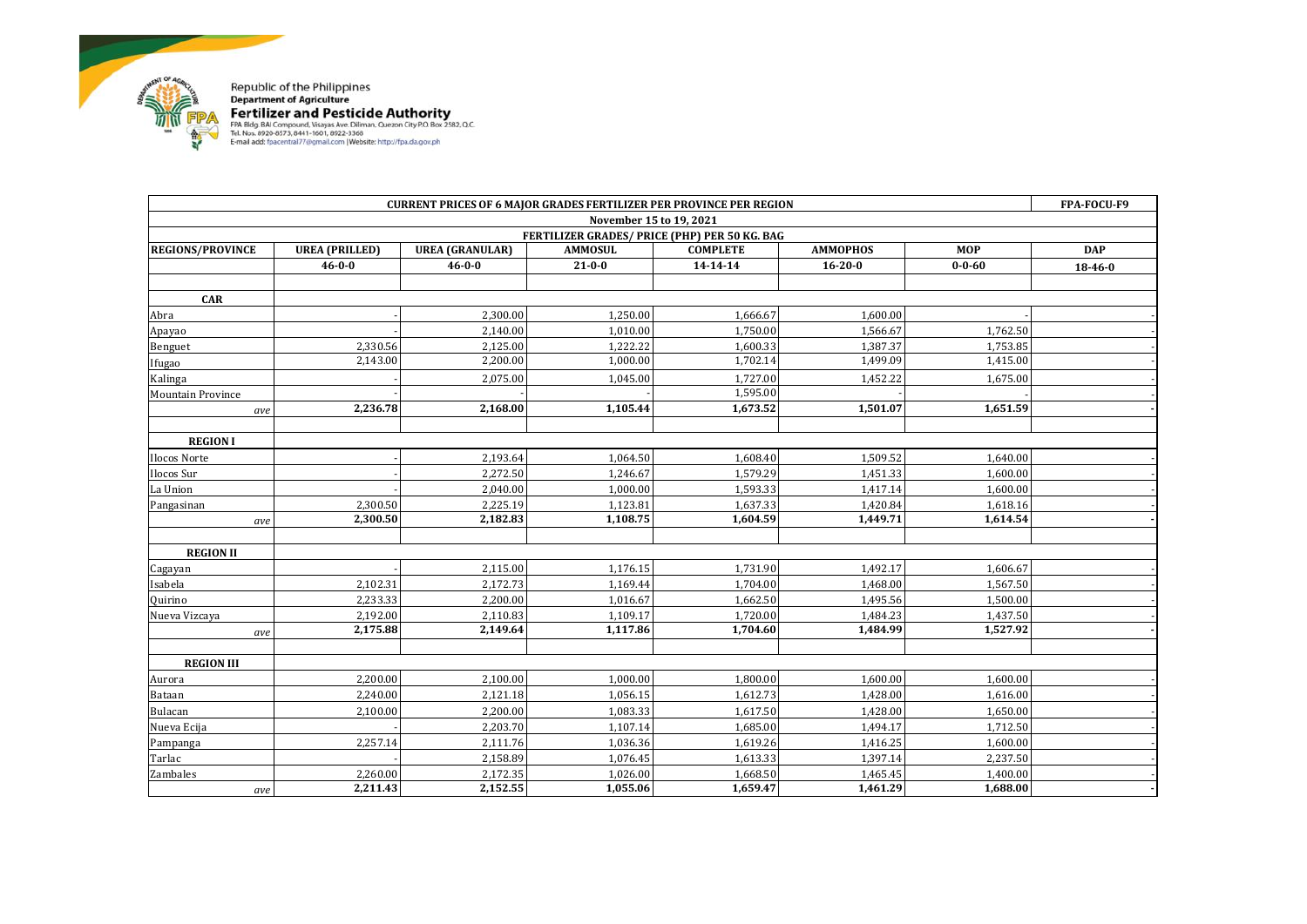Republic of the Philippines
**Department of Agriculture**
**Fertilizer and Pesticide Authority**
FPA Bldg. BAI Compound, Visayas Ave. Diliman, Quezon City P.O. Box 2582, Q.C.
Tel. Nos. 8920-8573, 8441-1601, 8922-3368
E-mail add: fpacentral77@gmail.com | Website: http://fpa.da.gov.ph

| CURRENT PRICES OF 6 MAJOR GRADES FERTILIZER PER PROVINCE PER REGION | | | | | | | FPA-FOCU-F9 |
|---|---|---|---|---|---|---|---|
| November 15 to 19, 2021 | | | | | | | |
| FERTILIZER GRADES/ PRICE (PHP) PER 50 KG. BAG | | | | | | | |
| REGIONS/PROVINCE | UREA (PRILLED) | UREA (GRANULAR) | AMMOSUL | COMPLETE | AMMOPHOS | MOP | DAP |
| | 46-0-0 | 46-0-0 | 21-0-0 | 14-14-14 | 16-20-0 | 0-0-60 | 18-46-0 |
| | | | | | | | |
| **CAR** | | | | | | | |
| Abra | - | 2,300.00 | 1,250.00 | 1,666.67 | 1,600.00 | - | - |
| Apayao | - | 2,140.00 | 1,010.00 | 1,750.00 | 1,566.67 | 1,762.50 | - |
| Benguet | 2,330.56 | 2,125.00 | 1,222.22 | 1,600.33 | 1,387.37 | 1,753.85 | - |
| Ifugao | 2,143.00 | 2,200.00 | 1,000.00 | 1,702.14 | 1,499.09 | 1,415.00 | - |
| Kalinga | - | 2,075.00 | 1,045.00 | 1,727.00 | 1,452.22 | 1,675.00 | - |
| Mountain Province | - | - | - | 1,595.00 | - | - | - |
| *ave* | **2,236.78** | **2,168.00** | **1,105.44** | **1,673.52** | **1,501.07** | **1,651.59** | **-** |
| | | | | | | | |
| **REGION I** | | | | | | | |
| Ilocos Norte | - | 2,193.64 | 1,064.50 | 1,608.40 | 1,509.52 | 1,640.00 | - |
| Ilocos Sur | - | 2,272.50 | 1,246.67 | 1,579.29 | 1,451.33 | 1,600.00 | - |
| La Union | - | 2,040.00 | 1,000.00 | 1,593.33 | 1,417.14 | 1,600.00 | - |
| Pangasinan | 2,300.50 | 2,225.19 | 1,123.81 | 1,637.33 | 1,420.84 | 1,618.16 | - |
| *ave* | **2,300.50** | **2,182.83** | **1,108.75** | **1,604.59** | **1,449.71** | **1,614.54** | **-** |
| | | | | | | | |
| **REGION II** | | | | | | | |
| Cagayan | - | 2,115.00 | 1,176.15 | 1,731.90 | 1,492.17 | 1,606.67 | - |
| Isabela | 2,102.31 | 2,172.73 | 1,169.44 | 1,704.00 | 1,468.00 | 1,567.50 | - |
| Quirino | 2,233.33 | 2,200.00 | 1,016.67 | 1,662.50 | 1,495.56 | 1,500.00 | - |
| Nueva Vizcaya | 2,192.00 | 2,110.83 | 1,109.17 | 1,720.00 | 1,484.23 | 1,437.50 | - |
| *ave* | **2,175.88** | **2,149.64** | **1,117.86** | **1,704.60** | **1,484.99** | **1,527.92** | **-** |
| | | | | | | | |
| **REGION III** | | | | | | | |
| Aurora | 2,200.00 | 2,100.00 | 1,000.00 | 1,800.00 | 1,600.00 | 1,600.00 | - |
| Bataan | 2,240.00 | 2,121.18 | 1,056.15 | 1,612.73 | 1,428.00 | 1,616.00 | - |
| Bulacan | 2,100.00 | 2,200.00 | 1,083.33 | 1,617.50 | 1,428.00 | 1,650.00 | - |
| Nueva Ecija | - | 2,203.70 | 1,107.14 | 1,685.00 | 1,494.17 | 1,712.50 | - |
| Pampanga | 2,257.14 | 2,111.76 | 1,036.36 | 1,619.26 | 1,416.25 | 1,600.00 | - |
| Tarlac | - | 2,158.89 | 1,076.45 | 1,613.33 | 1,397.14 | 2,237.50 | - |
| Zambales | 2,260.00 | 2,172.35 | 1,026.00 | 1,668.50 | 1,465.45 | 1,400.00 | - |
| *ave* | **2,211.43** | **2,152.55** | **1,055.06** | **1,659.47** | **1,461.29** | **1,688.00** | **-** |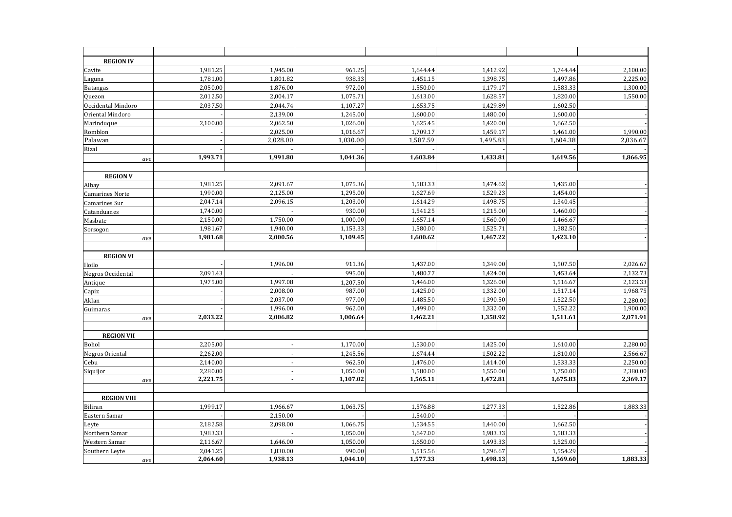| | | | | | | | |
|---|---|---|---|---|---|---|---|
| **REGION IV** | | | | | | | |
| Cavite | 1,981.25 | 1,945.00 | 961.25 | 1,644.44 | 1,412.92 | 1,744.44 | 2,100.00 |
| Laguna | 1,781.00 | 1,801.82 | 938.33 | 1,451.15 | 1,398.75 | 1,497.86 | 2,225.00 |
| Batangas | 2,050.00 | 1,876.00 | 972.00 | 1,550.00 | 1,179.17 | 1,583.33 | 1,300.00 |
| Quezon | 2,012.50 | 2,004.17 | 1,075.71 | 1,613.00 | 1,628.57 | 1,820.00 | 1,550.00 |
| Occidental Mindoro | 2,037.50 | 2,044.74 | 1,107.27 | 1,653.75 | 1,429.89 | 1,602.50 | - |
| Oriental Mindoro | - | 2,139.00 | 1,245.00 | 1,600.00 | 1,480.00 | 1,600.00 | - |
| Marinduque | 2,100.00 | 2,062.50 | 1,026.00 | 1,625.45 | 1,420.00 | 1,662.50 | - |
| Romblon | - | 2,025.00 | 1,016.67 | 1,709.17 | 1,459.17 | 1,461.00 | 1,990.00 |
| Palawan | - | 2,028.00 | 1,030.00 | 1,587.59 | 1,495.83 | 1,604.38 | 2,036.67 |
| Rizal | - | - | - | - | - | - | - |
| *ave* | **1,993.71** | **1,991.80** | **1,041.36** | **1,603.84** | **1,433.81** | **1,619.56** | **1,866.95** |
| | | | | | | | |
| **REGION V** | | | | | | | |
| Albay | 1,981.25 | 2,091.67 | 1,075.36 | 1,583.33 | 1,474.62 | 1,435.00 | - |
| Camarines Norte | 1,990.00 | 2,125.00 | 1,295.00 | 1,627.69 | 1,529.23 | 1,454.00 | - |
| Camarines Sur | 2,047.14 | 2,096.15 | 1,203.00 | 1,614.29 | 1,498.75 | 1,340.45 | - |
| Catanduanes | 1,740.00 | - | 930.00 | 1,541.25 | 1,215.00 | 1,460.00 | - |
| Masbate | 2,150.00 | 1,750.00 | 1,000.00 | 1,657.14 | 1,560.00 | 1,466.67 | - |
| Sorsogon | 1,981.67 | 1,940.00 | 1,153.33 | 1,580.00 | 1,525.71 | 1,382.50 | - |
| *ave* | **1,981.68** | **2,000.56** | **1,109.45** | **1,600.62** | **1,467.22** | **1,423.10** | **-** |
| | | | | | | | |
| **REGION VI** | | | | | | | |
| Iloilo | - | 1,996.00 | 911.36 | 1,437.00 | 1,349.00 | 1,507.50 | 2,026.67 |
| Negros Occidental | 2,091.43 | - | 995.00 | 1,480.77 | 1,424.00 | 1,453.64 | 2,132.73 |
| Antique | 1,975.00 | 1,997.08 | 1,207.50 | 1,446.00 | 1,326.00 | 1,516.67 | 2,123.33 |
| Capiz | - | 2,008.00 | 987.00 | 1,425.00 | 1,332.00 | 1,517.14 | 1,968.75 |
| Aklan | - | 2,037.00 | 977.00 | 1,485.50 | 1,390.50 | 1,522.50 | 2,280.00 |
| Guimaras | - | 1,996.00 | 962.00 | 1,499.00 | 1,332.00 | 1,552.22 | 1,900.00 |
| *ave* | **2,033.22** | **2,006.82** | **1,006.64** | **1,462.21** | **1,358.92** | **1,511.61** | **2,071.91** |
| | | | | | | | |
| **REGION VII** | | | | | | | |
| Bohol | 2,205.00 | - | 1,170.00 | 1,530.00 | 1,425.00 | 1,610.00 | 2,280.00 |
| Negros Oriental | 2,262.00 | - | 1,245.56 | 1,674.44 | 1,502.22 | 1,810.00 | 2,566.67 |
| Cebu | 2,140.00 | - | 962.50 | 1,476.00 | 1,414.00 | 1,533.33 | 2,250.00 |
| Siquijor | 2,280.00 | - | 1,050.00 | 1,580.00 | 1,550.00 | 1,750.00 | 2,380.00 |
| *ave* | **2,221.75** | **-** | **1,107.02** | **1,565.11** | **1,472.81** | **1,675.83** | **2,369.17** |
| | | | | | | | |
| **REGION VIII** | | | | | | | |
| Biliran | 1,999.17 | 1,966.67 | 1,063.75 | 1,576.88 | 1,277.33 | 1,522.86 | 1,883.33 |
| Eastern Samar | - | 2,150.00 | - | 1,540.00 | - | - | - |
| Leyte | 2,182.58 | 2,098.00 | 1,066.75 | 1,534.55 | 1,440.00 | 1,662.50 | - |
| Northern Samar | 1,983.33 | - | 1,050.00 | 1,647.00 | 1,983.33 | 1,583.33 | - |
| Western Samar | 2,116.67 | 1,646.00 | 1,050.00 | 1,650.00 | 1,493.33 | 1,525.00 | - |
| Southern Leyte | 2,041.25 | 1,830.00 | 990.00 | 1,515.56 | 1,296.67 | 1,554.29 | - |
| *ave* | **2,064.60** | **1,938.13** | **1,044.10** | **1,577.33** | **1,498.13** | **1,569.60** | **1,883.33** |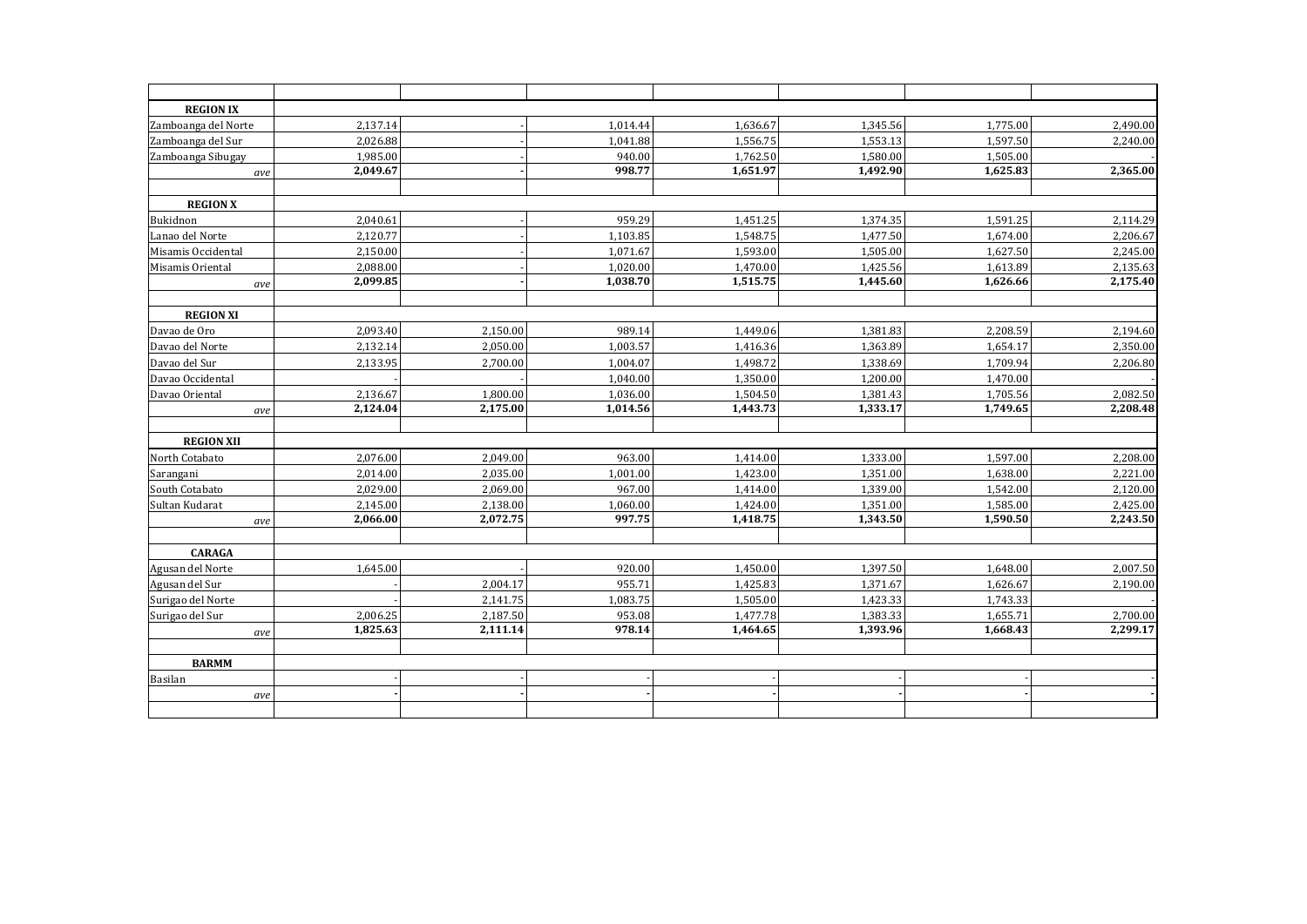| | | | | | | | |
|---|---|---|---|---|---|---|---|
| **REGION IX** | | | | | | | |
| Zamboanga del Norte | 2,137.14 | - | 1,014.44 | 1,636.67 | 1,345.56 | 1,775.00 | 2,490.00 |
| Zamboanga del Sur | 2,026.88 | - | 1,041.88 | 1,556.75 | 1,553.13 | 1,597.50 | 2,240.00 |
| Zamboanga Sibugay | 1,985.00 | - | 940.00 | 1,762.50 | 1,580.00 | 1,505.00 | - |
| *ave* | **2,049.67** | **-** | **998.77** | **1,651.97** | **1,492.90** | **1,625.83** | **2,365.00** |
| | | | | | | | |
| **REGION X** | | | | | | | |
| Bukidnon | 2,040.61 | - | 959.29 | 1,451.25 | 1,374.35 | 1,591.25 | 2,114.29 |
| Lanao del Norte | 2,120.77 | - | 1,103.85 | 1,548.75 | 1,477.50 | 1,674.00 | 2,206.67 |
| Misamis Occidental | 2,150.00 | - | 1,071.67 | 1,593.00 | 1,505.00 | 1,627.50 | 2,245.00 |
| Misamis Oriental | 2,088.00 | - | 1,020.00 | 1,470.00 | 1,425.56 | 1,613.89 | 2,135.63 |
| *ave* | **2,099.85** | **-** | **1,038.70** | **1,515.75** | **1,445.60** | **1,626.66** | **2,175.40** |
| | | | | | | | |
| **REGION XI** | | | | | | | |
| Davao de Oro | 2,093.40 | 2,150.00 | 989.14 | 1,449.06 | 1,381.83 | 2,208.59 | 2,194.60 |
| Davao del Norte | 2,132.14 | 2,050.00 | 1,003.57 | 1,416.36 | 1,363.89 | 1,654.17 | 2,350.00 |
| Davao del Sur | 2,133.95 | 2,700.00 | 1,004.07 | 1,498.72 | 1,338.69 | 1,709.94 | 2,206.80 |
| Davao Occidental | - | - | 1,040.00 | 1,350.00 | 1,200.00 | 1,470.00 | - |
| Davao Oriental | 2,136.67 | 1,800.00 | 1,036.00 | 1,504.50 | 1,381.43 | 1,705.56 | 2,082.50 |
| *ave* | **2,124.04** | **2,175.00** | **1,014.56** | **1,443.73** | **1,333.17** | **1,749.65** | **2,208.48** |
| | | | | | | | |
| **REGION XII** | | | | | | | |
| North Cotabato | 2,076.00 | 2,049.00 | 963.00 | 1,414.00 | 1,333.00 | 1,597.00 | 2,208.00 |
| Sarangani | 2,014.00 | 2,035.00 | 1,001.00 | 1,423.00 | 1,351.00 | 1,638.00 | 2,221.00 |
| South Cotabato | 2,029.00 | 2,069.00 | 967.00 | 1,414.00 | 1,339.00 | 1,542.00 | 2,120.00 |
| Sultan Kudarat | 2,145.00 | 2,138.00 | 1,060.00 | 1,424.00 | 1,351.00 | 1,585.00 | 2,425.00 |
| *ave* | **2,066.00** | **2,072.75** | **997.75** | **1,418.75** | **1,343.50** | **1,590.50** | **2,243.50** |
| | | | | | | | |
| **CARAGA** | | | | | | | |
| Agusan del Norte | 1,645.00 | - | 920.00 | 1,450.00 | 1,397.50 | 1,648.00 | 2,007.50 |
| Agusan del Sur | - | 2,004.17 | 955.71 | 1,425.83 | 1,371.67 | 1,626.67 | 2,190.00 |
| Surigao del Norte | - | 2,141.75 | 1,083.75 | 1,505.00 | 1,423.33 | 1,743.33 | - |
| Surigao del Sur | 2,006.25 | 2,187.50 | 953.08 | 1,477.78 | 1,383.33 | 1,655.71 | 2,700.00 |
| *ave* | **1,825.63** | **2,111.14** | **978.14** | **1,464.65** | **1,393.96** | **1,668.43** | **2,299.17** |
| | | | | | | | |
| **BARMM** | | | | | | | |
| Basilan | - | - | - | - | - | - | - |
| *ave* | **-** | **-** | **-** | **-** | **-** | **-** | **-** |
| | | | | | | | |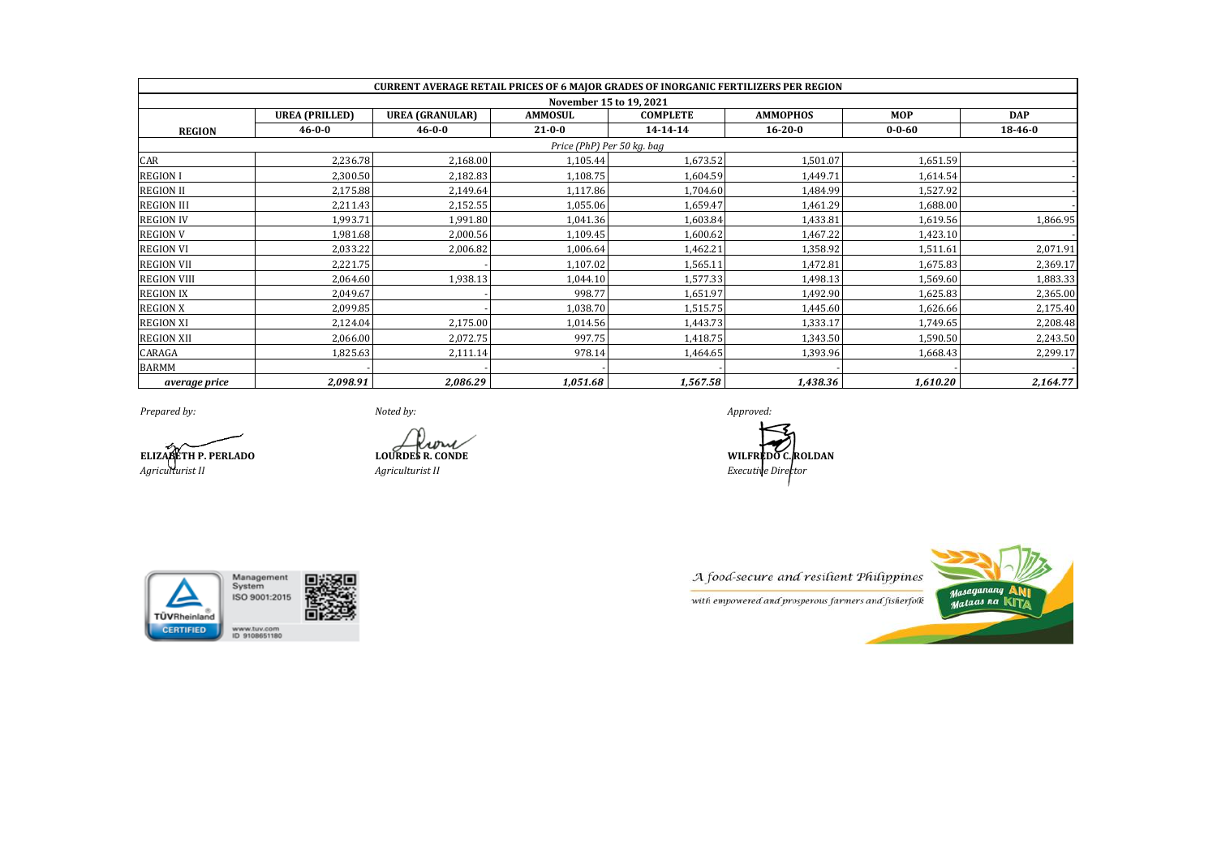| CURRENT AVERAGE RETAIL PRICES OF 6 MAJOR GRADES OF INORGANIC FERTILIZERS PER REGION | | | | | | | |
|---|---|---|---|---|---|---|---|
| November 15 to 19, 2021 | | | | | | | |
| | UREA (PRILLED) | UREA (GRANULAR) | AMMOSUL | COMPLETE | AMMOPHOS | MOP | DAP |
| REGION | 46-0-0 | 46-0-0 | 21-0-0 | 14-14-14 | 16-20-0 | 0-0-60 | 18-46-0 |
| *Price (PhP) Per 50 kg. bag* | | | | | | | |
| CAR | 2,236.78 | 2,168.00 | 1,105.44 | 1,673.52 | 1,501.07 | 1,651.59 | - |
| REGION I | 2,300.50 | 2,182.83 | 1,108.75 | 1,604.59 | 1,449.71 | 1,614.54 | - |
| REGION II | 2,175.88 | 2,149.64 | 1,117.86 | 1,704.60 | 1,484.99 | 1,527.92 | - |
| REGION III | 2,211.43 | 2,152.55 | 1,055.06 | 1,659.47 | 1,461.29 | 1,688.00 | - |
| REGION IV | 1,993.71 | 1,991.80 | 1,041.36 | 1,603.84 | 1,433.81 | 1,619.56 | 1,866.95 |
| REGION V | 1,981.68 | 2,000.56 | 1,109.45 | 1,600.62 | 1,467.22 | 1,423.10 | - |
| REGION VI | 2,033.22 | 2,006.82 | 1,006.64 | 1,462.21 | 1,358.92 | 1,511.61 | 2,071.91 |
| REGION VII | 2,221.75 | - | 1,107.02 | 1,565.11 | 1,472.81 | 1,675.83 | 2,369.17 |
| REGION VIII | 2,064.60 | 1,938.13 | 1,044.10 | 1,577.33 | 1,498.13 | 1,569.60 | 1,883.33 |
| REGION IX | 2,049.67 | - | 998.77 | 1,651.97 | 1,492.90 | 1,625.83 | 2,365.00 |
| REGION X | 2,099.85 | - | 1,038.70 | 1,515.75 | 1,445.60 | 1,626.66 | 2,175.40 |
| REGION XI | 2,124.04 | 2,175.00 | 1,014.56 | 1,443.73 | 1,333.17 | 1,749.65 | 2,208.48 |
| REGION XII | 2,066.00 | 2,072.75 | 997.75 | 1,418.75 | 1,343.50 | 1,590.50 | 2,243.50 |
| CARAGA | 1,825.63 | 2,111.14 | 978.14 | 1,464.65 | 1,393.96 | 1,668.43 | 2,299.17 |
| BARMM | - | - | - | - | - | - | - |
| ***average price*** | ***2,098.91*** | ***2,086.29*** | ***1,051.68*** | ***1,567.58*** | ***1,438.36*** | ***1,610.20*** | ***2,164.77*** |

*Prepared by:*

**ELIZABETH P. PERLADO**
*Agriculturist II*

*Noted by:*

**LOURDES R. CONDE**
*Agriculturist II*

*Approved:*

**WILFREDO C. ROLDAN**
*Executive Director*

Management System ISO 9001:2015
TÜVRheinland CERTIFIED
www.tuv.com ID 9108651180

*A food-secure and resilient Philippines*
*with empowered and prosperous farmers and fisherfolk*

Masaganang ANI Mataas na KITA